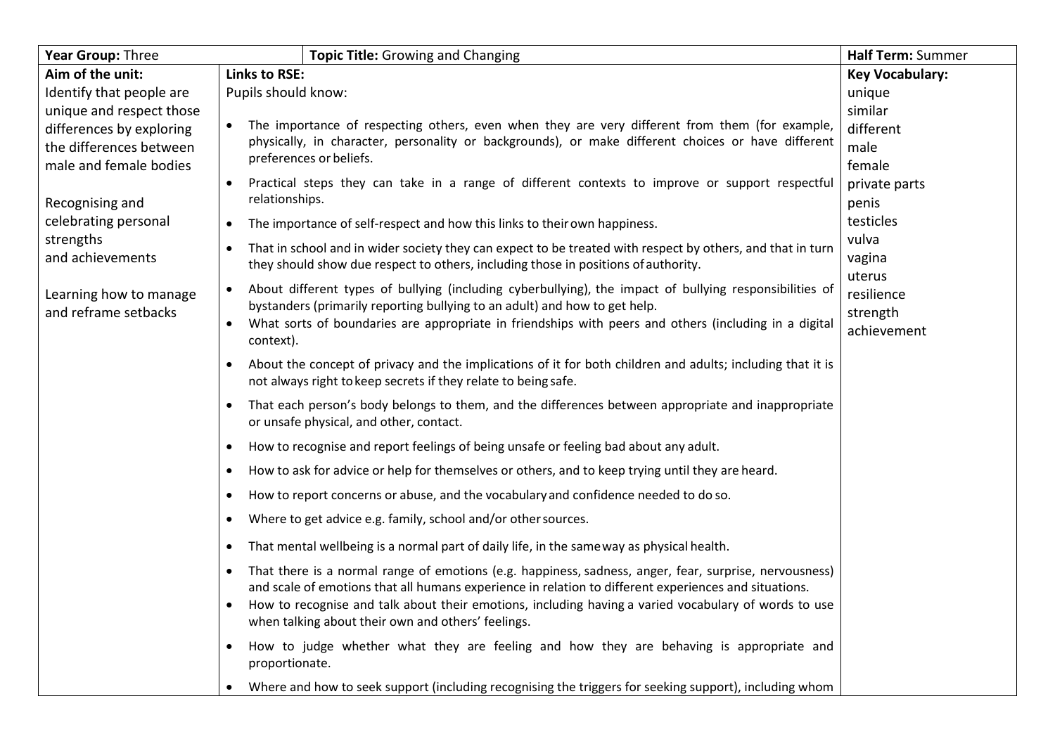| **Year Group:** Three | | **Topic Title:** Growing and Changing | **Half Term:** Summer |
|---|---|---|---|
| **Aim of the unit:**<br>Identify that people are unique and respect those differences by exploring the differences between male and female bodies<br><br>Recognising and celebrating personal strengths and achievements<br><br>Learning how to manage and reframe setbacks | **Links to RSE:**<br>Pupils should know:<br><br>• The importance of respecting others, even when they are very different from them (for example, physically, in character, personality or backgrounds), or make different choices or have different preferences or beliefs.<br>• Practical steps they can take in a range of different contexts to improve or support respectful relationships.<br>• The importance of self-respect and how this links to their own happiness.<br>• That in school and in wider society they can expect to be treated with respect by others, and that in turn they should show due respect to others, including those in positions of authority.<br>• About different types of bullying (including cyberbullying), the impact of bullying responsibilities of bystanders (primarily reporting bullying to an adult) and how to get help.<br>• What sorts of boundaries are appropriate in friendships with peers and others (including in a digital context).<br>• About the concept of privacy and the implications of it for both children and adults; including that it is not always right to keep secrets if they relate to being safe.<br>• That each person's body belongs to them, and the differences between appropriate and inappropriate or unsafe physical, and other, contact.<br>• How to recognise and report feelings of being unsafe or feeling bad about any adult.<br>• How to ask for advice or help for themselves or others, and to keep trying until they are heard.<br>• How to report concerns or abuse, and the vocabulary and confidence needed to do so.<br>• Where to get advice e.g. family, school and/or other sources.<br>• That mental wellbeing is a normal part of daily life, in the same way as physical health.<br>• That there is a normal range of emotions (e.g. happiness, sadness, anger, fear, surprise, nervousness) and scale of emotions that all humans experience in relation to different experiences and situations.<br>• How to recognise and talk about their emotions, including having a varied vocabulary of words to use when talking about their own and others' feelings.<br>• How to judge whether what they are feeling and how they are behaving is appropriate and proportionate.<br>• Where and how to seek support (including recognising the triggers for seeking support), including whom | | **Key Vocabulary:**<br>unique<br>similar<br>different<br>male<br>female<br>private parts<br>penis<br>testicles<br>vulva<br>vagina<br>uterus<br>resilience<br>strength<br>achievement |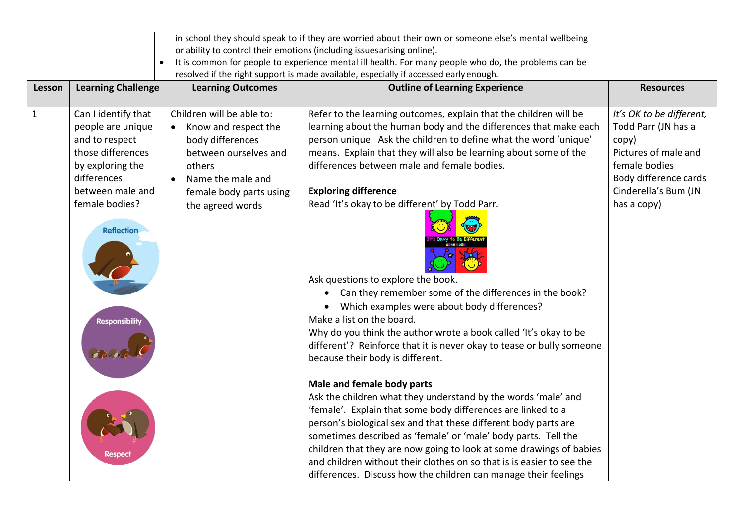| | | in school they should speak to if they are worried about their own or someone else's mental wellbeing or ability to control their emotions (including issues arising online).<br>• It is common for people to experience mental ill health. For many people who do, the problems can be resolved if the right support is made available, especially if accessed early enough. | | |
|---|---|---|---|---|
| **Lesson** | **Learning Challenge** | **Learning Outcomes** | **Outline of Learning Experience** | **Resources** |
| 1 | Can I identify that people are unique and to respect those differences by exploring the differences between male and female bodies?<br><br>Reflection<br>Responsibility<br>Respect | Children will be able to:<br>• Know and respect the body differences between ourselves and others<br>• Name the male and female body parts using the agreed words | Refer to the learning outcomes, explain that the children will be learning about the human body and the differences that make each person unique. Ask the children to define what the word 'unique' means. Explain that they will also be learning about some of the differences between male and female bodies.<br><br>**Exploring difference**<br>Read 'It's okay to be different' by Todd Parr.<br><br>Ask questions to explore the book.<br>• Can they remember some of the differences in the book?<br>• Which examples were about body differences?<br>Make a list on the board.<br>Why do you think the author wrote a book called 'It's okay to be different'? Reinforce that it is never okay to tease or bully someone because their body is different.<br><br>**Male and female body parts**<br>Ask the children what they understand by the words 'male' and 'female'. Explain that some body differences are linked to a person's biological sex and that these different body parts are sometimes described as 'female' or 'male' body parts. Tell the children that they are now going to look at some drawings of babies and children without their clothes on so that is is easier to see the differences. Discuss how the children can manage their feelings | *It's OK to be different*, Todd Parr (JN has a copy)<br>Pictures of male and female bodies<br>Body difference cards<br>Cinderella's Bum (JN has a copy) |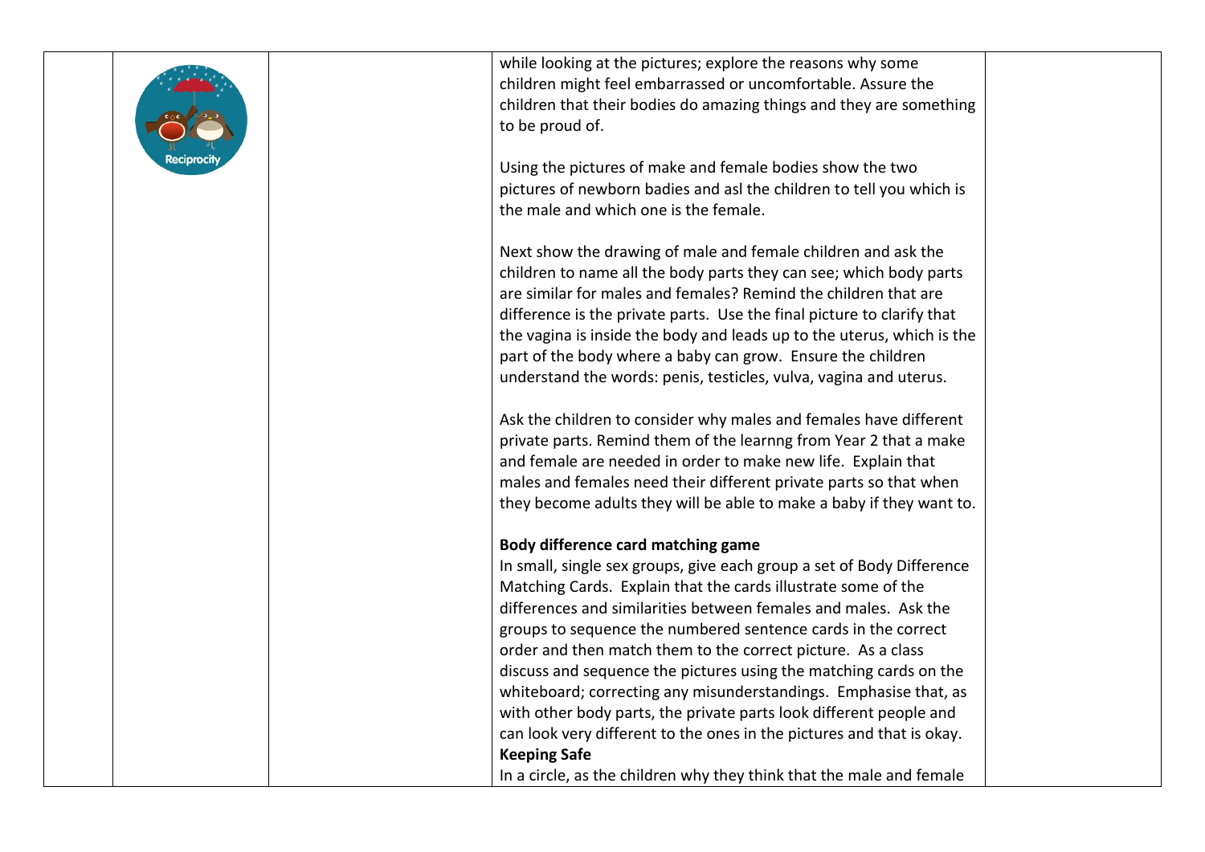| | | | | |
|---|---|---|---|---|
| | Reciprocity | | while looking at the pictures; explore the reasons why some children might feel embarrassed or uncomfortable. Assure the children that their bodies do amazing things and they are something to be proud of.<br><br>Using the pictures of make and female bodies show the two pictures of newborn badies and asl the children to tell you which is the male and which one is the female.<br><br>Next show the drawing of male and female children and ask the children to name all the body parts they can see; which body parts are similar for males and females? Remind the children that are difference is the private parts. Use the final picture to clarify that the vagina is inside the body and leads up to the uterus, which is the part of the body where a baby can grow. Ensure the children understand the words: penis, testicles, vulva, vagina and uterus.<br><br>Ask the children to consider why males and females have different private parts. Remind them of the learnng from Year 2 that a make and female are needed in order to make new life. Explain that males and females need their different private parts so that when they become adults they will be able to make a baby if they want to.<br><br>**Body difference card matching game**<br>In small, single sex groups, give each group a set of Body Difference Matching Cards. Explain that the cards illustrate some of the differences and similarities between females and males. Ask the groups to sequence the numbered sentence cards in the correct order and then match them to the correct picture. As a class discuss and sequence the pictures using the matching cards on the whiteboard; correcting any misunderstandings. Emphasise that, as with other body parts, the private parts look different people and can look very different to the ones in the pictures and that is okay.<br>**Keeping Safe**<br>In a circle, as the children why they think that the male and female | |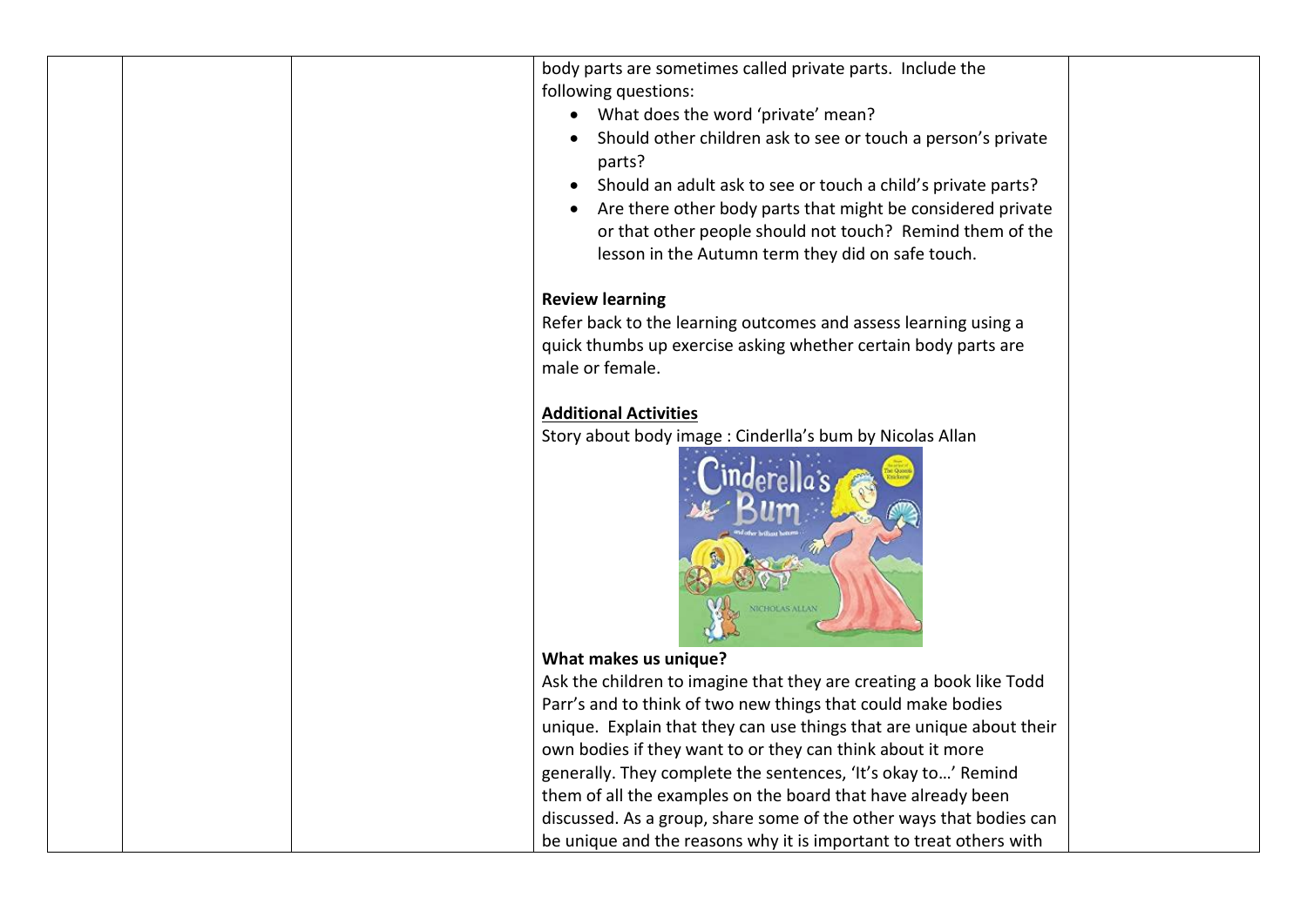| | | | | |
|---|---|---|---|---|
| | | | body parts are sometimes called private parts. Include the following questions:<br>• What does the word 'private' mean?<br>• Should other children ask to see or touch a person's private parts?<br>• Should an adult ask to see or touch a child's private parts?<br>• Are there other body parts that might be considered private or that other people should not touch? Remind them of the lesson in the Autumn term they did on safe touch.<br><br>**Review learning**<br>Refer back to the learning outcomes and assess learning using a quick thumbs up exercise asking whether certain body parts are male or female.<br><br>**Additional Activities**<br>Story about body image : Cinderlla's bum by Nicolas Allan<br><br>**What makes us unique?**<br>Ask the children to imagine that they are creating a book like Todd Parr's and to think of two new things that could make bodies unique. Explain that they can use things that are unique about their own bodies if they want to or they can think about it more generally. They complete the sentences, 'It's okay to…' Remind them of all the examples on the board that have already been discussed. As a group, share some of the other ways that bodies can be unique and the reasons why it is important to treat others with | |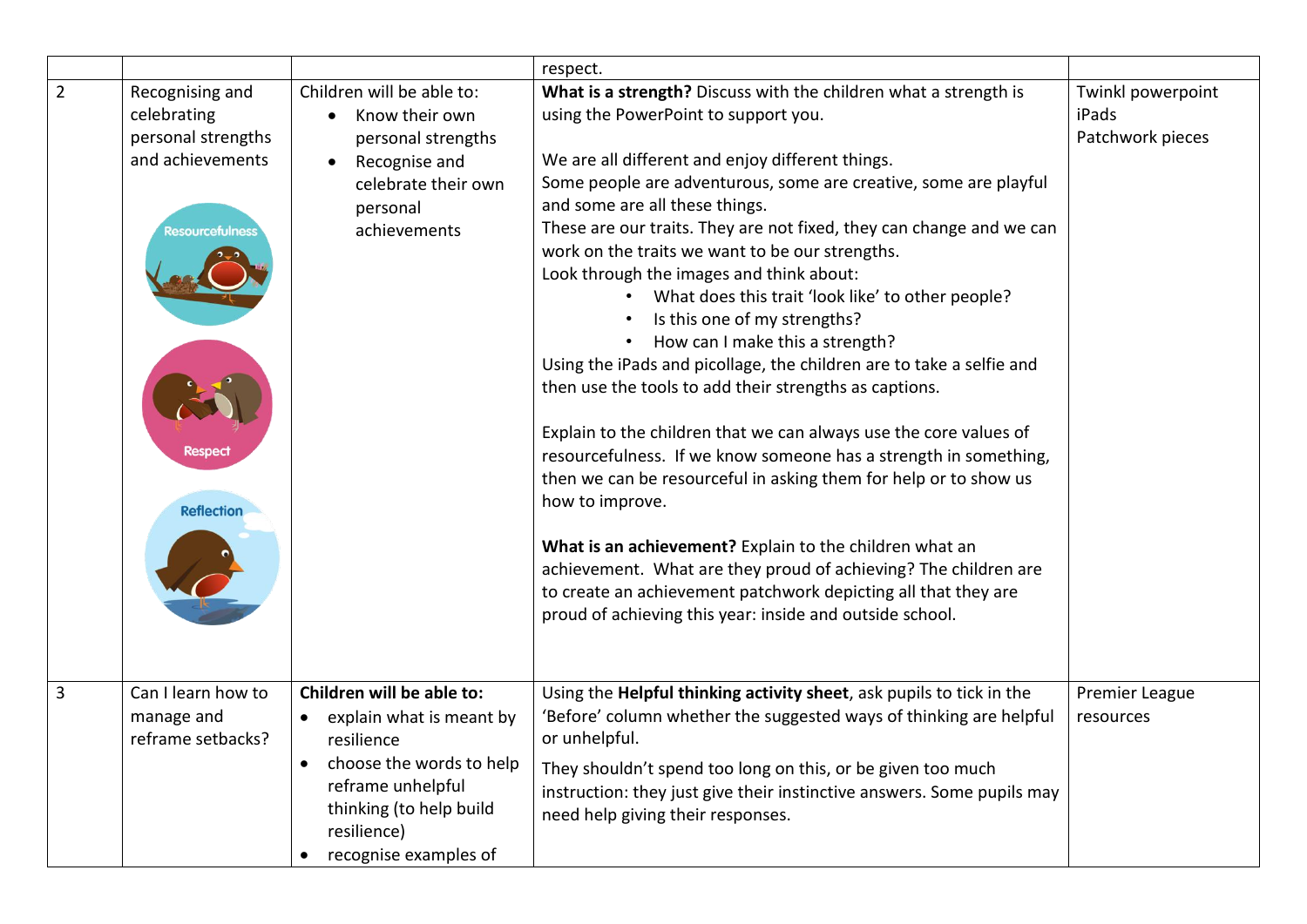| | | | | |
|---|---|---|---|---|
| | | | respect. | |
| 2 | Recognising and celebrating personal strengths and achievements | Children will be able to:<br>• Know their own personal strengths<br>• Recognise and celebrate their own personal achievements | **What is a strength?** Discuss with the children what a strength is using the PowerPoint to support you.<br><br>We are all different and enjoy different things.<br>Some people are adventurous, some are creative, some are playful and some are all these things.<br>These are our traits. They are not fixed, they can change and we can work on the traits we want to be our strengths.<br>Look through the images and think about:<br>• What does this trait 'look like' to other people?<br>• Is this one of my strengths?<br>• How can I make this a strength?<br>Using the iPads and picollage, the children are to take a selfie and then use the tools to add their strengths as captions.<br><br>Explain to the children that we can always use the core values of resourcefulness. If we know someone has a strength in something, then we can be resourceful in asking them for help or to show us how to improve.<br><br>**What is an achievement?** Explain to the children what an achievement. What are they proud of achieving? The children are to create an achievement patchwork depicting all that they are proud of achieving this year: inside and outside school. | Twinkl powerpoint<br>iPads<br>Patchwork pieces |
| 3 | Can I learn how to manage and reframe setbacks? | **Children will be able to:**<br>• explain what is meant by resilience<br>• choose the words to help reframe unhelpful thinking (to help build resilience)<br>• recognise examples of | Using the **Helpful thinking activity sheet**, ask pupils to tick in the 'Before' column whether the suggested ways of thinking are helpful or unhelpful.<br><br>They shouldn't spend too long on this, or be given too much instruction: they just give their instinctive answers. Some pupils may need help giving their responses. | Premier League resources |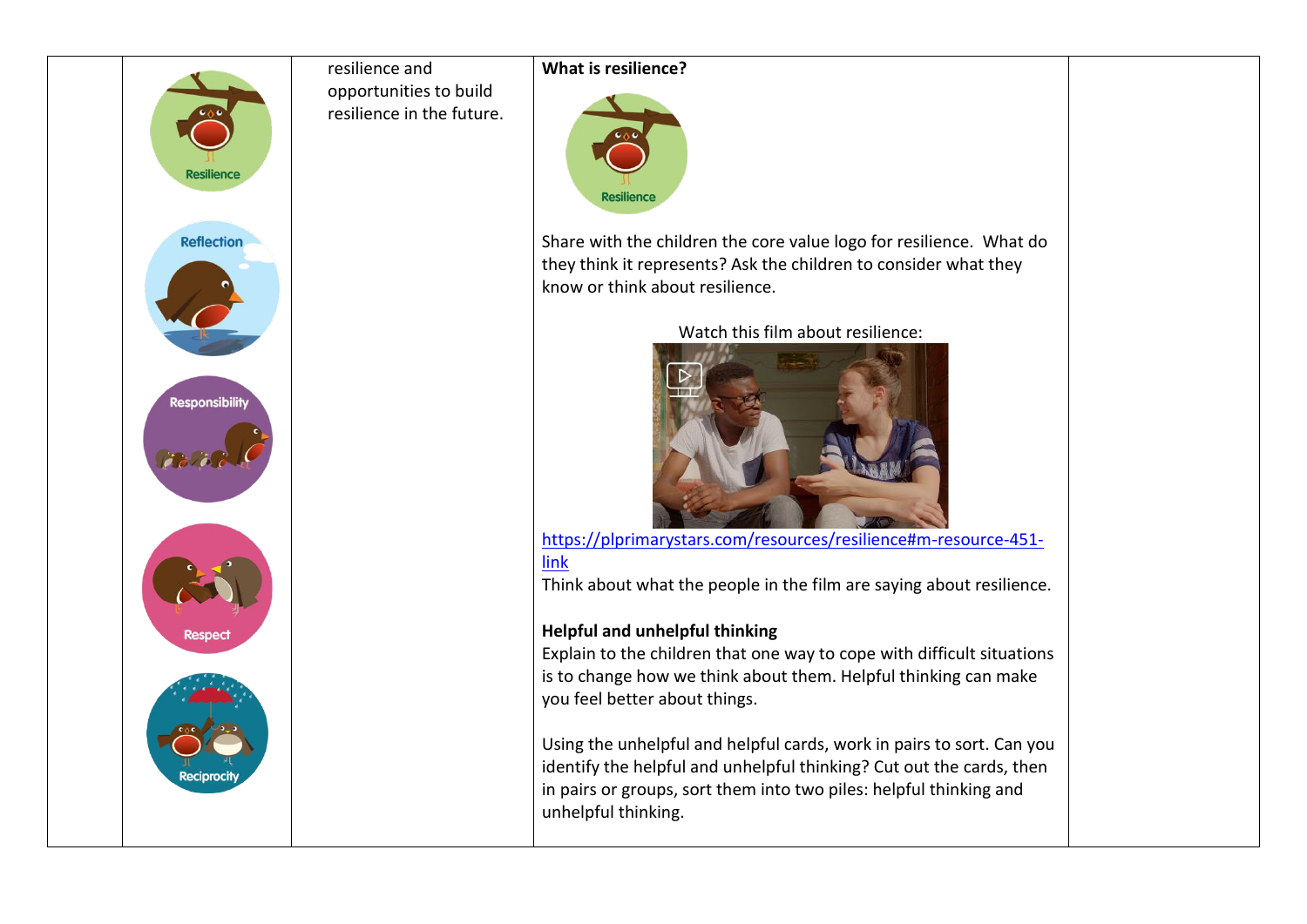| | | | | |
|---|---|---|---|---|
| | Resilience<br>Reflection<br>Responsibility<br>Respect<br>Reciprocity | resilience and opportunities to build resilience in the future. | **What is resilience?**<br><br>Resilience<br><br>Share with the children the core value logo for resilience. What do they think it represents? Ask the children to consider what they know or think about resilience.<br><br>Watch this film about resilience:<br><br>[https://plprimarystars.com/resources/resilience#m-resource-451-link](https://plprimarystars.com/resources/resilience#m-resource-451-link)<br>Think about what the people in the film are saying about resilience.<br><br>**Helpful and unhelpful thinking**<br>Explain to the children that one way to cope with difficult situations is to change how we think about them. Helpful thinking can make you feel better about things.<br><br>Using the unhelpful and helpful cards, work in pairs to sort. Can you identify the helpful and unhelpful thinking? Cut out the cards, then in pairs or groups, sort them into two piles: helpful thinking and unhelpful thinking. | |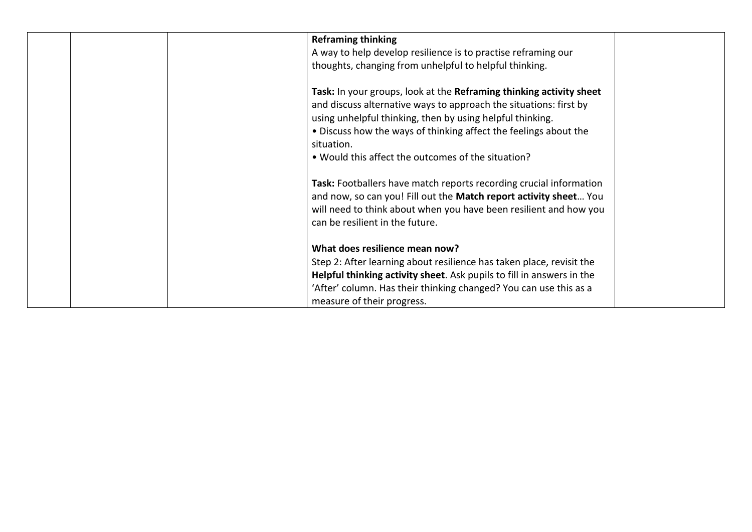| | | | | |
|---|---|---|---|---|
| | | | **Reframing thinking**<br>A way to help develop resilience is to practise reframing our thoughts, changing from unhelpful to helpful thinking.<br><br>**Task:** In your groups, look at the **Reframing thinking activity sheet** and discuss alternative ways to approach the situations: first by using unhelpful thinking, then by using helpful thinking.<br>• Discuss how the ways of thinking affect the feelings about the situation.<br>• Would this affect the outcomes of the situation?<br><br>**Task:** Footballers have match reports recording crucial information and now, so can you! Fill out the **Match report activity sheet**… You will need to think about when you have been resilient and how you can be resilient in the future.<br><br>**What does resilience mean now?**<br>Step 2: After learning about resilience has taken place, revisit the **Helpful thinking activity sheet**. Ask pupils to fill in answers in the 'After' column. Has their thinking changed? You can use this as a measure of their progress. | |